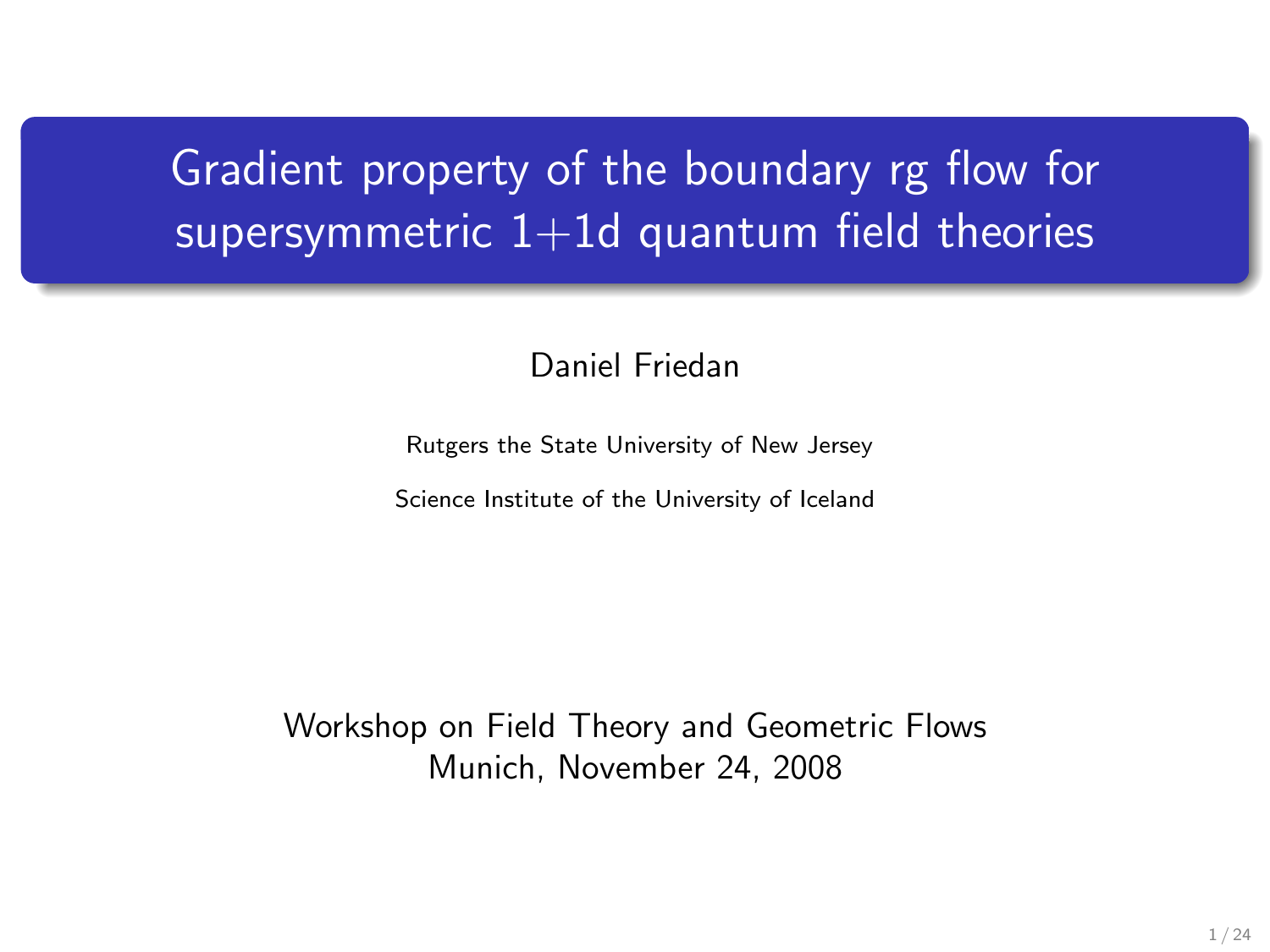# Gradient property of the boundary rg flow for supersymmetric 1+1d quantum field theories

Daniel Friedan

Rutgers the State University of New Jersey

Science Institute of the University of Iceland

Workshop on Field Theory and Geometric Flows
Munich, November 24, 2008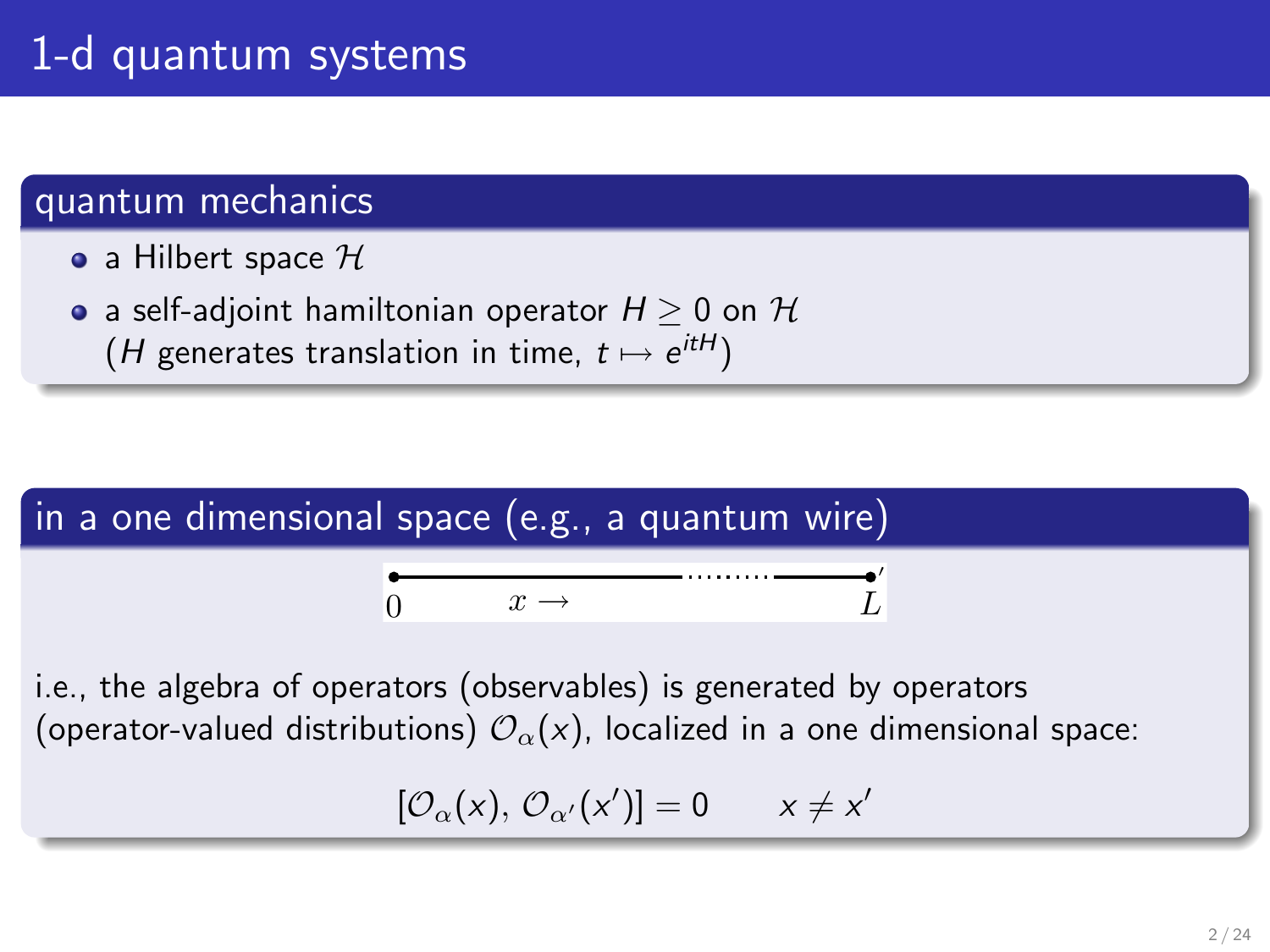# 1-d quantum systems

## quantum mechanics

- a Hilbert space $\mathcal{H}$
- a self-adjoint hamiltonian operator $H \geq 0$ on $\mathcal{H}$ ($H$ generates translation in time, $t \mapsto e^{itH}$)

## in a one dimensional space (e.g., a quantum wire)

$0 \quad x \longrightarrow \quad L$

i.e., the algebra of operators (observables) is generated by operators (operator-valued distributions) $\mathcal{O}_\alpha(x)$, localized in a one dimensional space:

$$[\mathcal{O}_\alpha(x), \mathcal{O}_{\alpha'}(x')] = 0 \qquad x \neq x'$$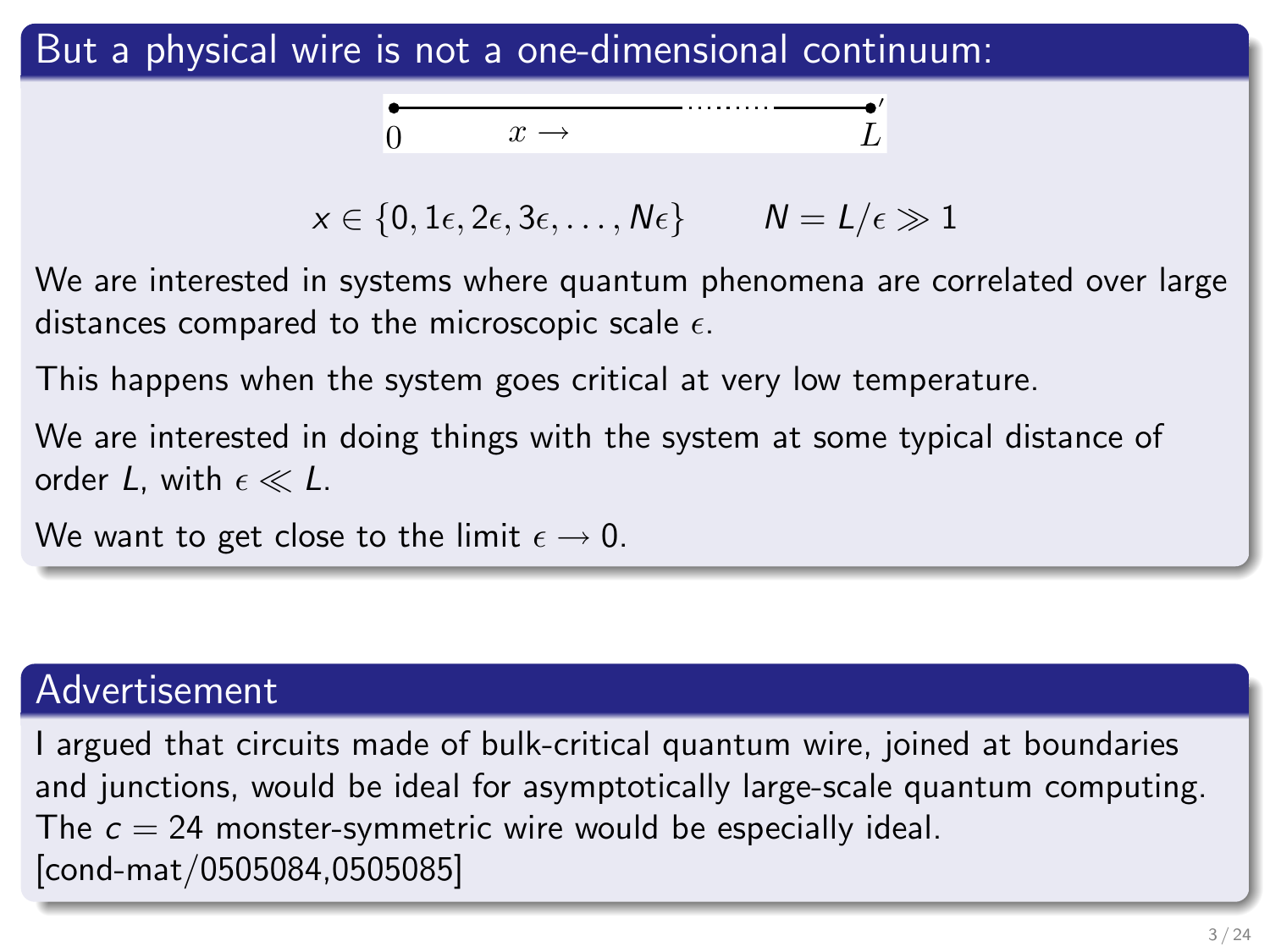## But a physical wire is not a one-dimensional continuum:

$0$ $\quad x \rightarrow \quad$ $L$

$$x \in \{0, 1\epsilon, 2\epsilon, 3\epsilon, \ldots, N\epsilon\} \qquad N = L/\epsilon \gg 1$$

We are interested in systems where quantum phenomena are correlated over large distances compared to the microscopic scale $\epsilon$.

This happens when the system goes critical at very low temperature.

We are interested in doing things with the system at some typical distance of order $L$, with $\epsilon \ll L$.

We want to get close to the limit $\epsilon \rightarrow 0$.

## Advertisement

I argued that circuits made of bulk-critical quantum wire, joined at boundaries and junctions, would be ideal for asymptotically large-scale quantum computing. The $c = 24$ monster-symmetric wire would be especially ideal. [cond-mat/0505084,0505085]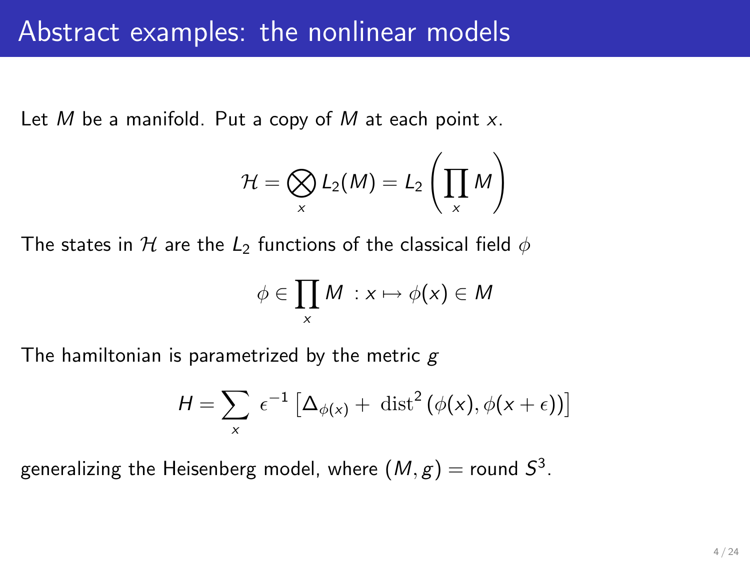# Abstract examples: the nonlinear models

Let $M$ be a manifold. Put a copy of $M$ at each point $x$.

$$\mathcal{H} = \bigotimes_x L_2(M) = L_2\left(\prod_x M\right)$$

The states in $\mathcal{H}$ are the $L_2$ functions of the classical field $\phi$

$$\phi \in \prod_x M \ : x \mapsto \phi(x) \in M$$

The hamiltonian is parametrized by the metric $g$

$$H = \sum_x \ \epsilon^{-1}\left[\Delta_{\phi(x)} + \ \mathrm{dist}^2\left(\phi(x), \phi(x+\epsilon)\right)\right]$$

generalizing the Heisenberg model, where $(M, g) =$ round $S^3$.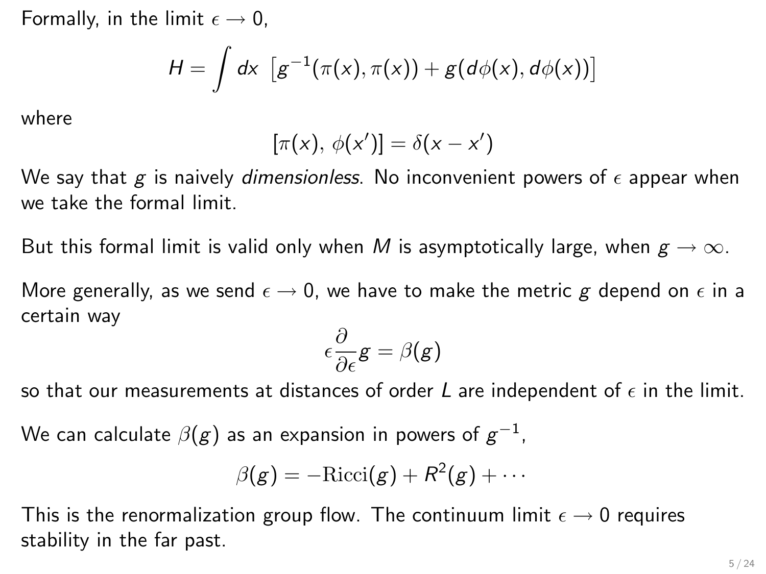Formally, in the limit $\epsilon \to 0$,

$$H = \int dx \ \left[ g^{-1}(\pi(x), \pi(x)) + g(d\phi(x), d\phi(x)) \right]$$

where

$$[\pi(x),\ \phi(x')] = \delta(x - x')$$

We say that $g$ is naively *dimensionless*. No inconvenient powers of $\epsilon$ appear when we take the formal limit.

But this formal limit is valid only when $M$ is asymptotically large, when $g \to \infty$.

More generally, as we send $\epsilon \to 0$, we have to make the metric $g$ depend on $\epsilon$ in a certain way

$$\epsilon \frac{\partial}{\partial \epsilon} g = \beta(g)$$

so that our measurements at distances of order $L$ are independent of $\epsilon$ in the limit.

We can calculate $\beta(g)$ as an expansion in powers of $g^{-1}$,

$$\beta(g) = -\mathrm{Ricci}(g) + R^2(g) + \cdots$$

This is the renormalization group flow. The continuum limit $\epsilon \to 0$ requires stability in the far past.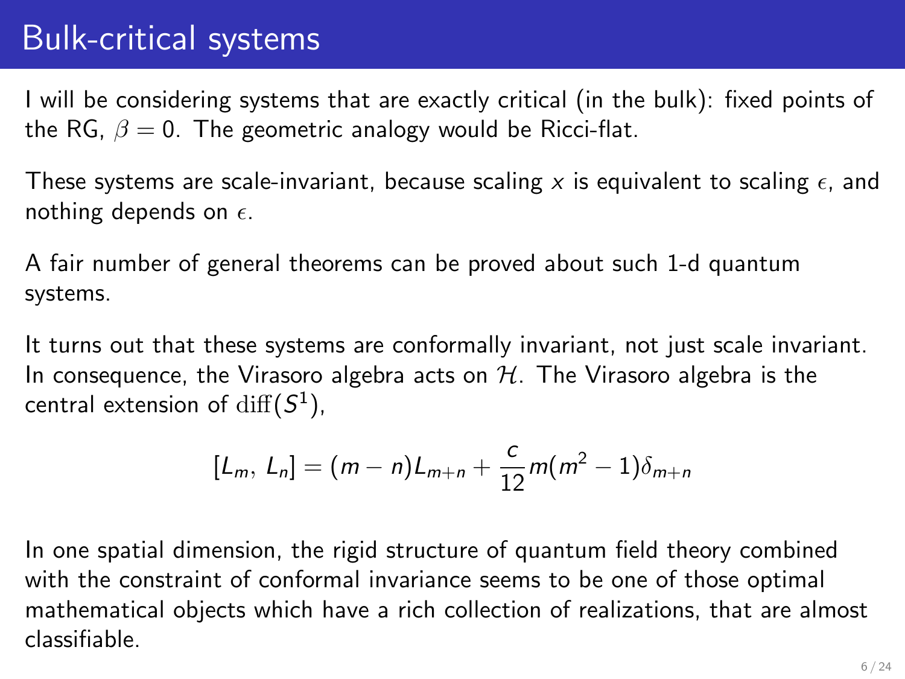# Bulk-critical systems

I will be considering systems that are exactly critical (in the bulk): fixed points of the RG, $\beta = 0$. The geometric analogy would be Ricci-flat.

These systems are scale-invariant, because scaling $x$ is equivalent to scaling $\epsilon$, and nothing depends on $\epsilon$.

A fair number of general theorems can be proved about such 1-d quantum systems.

It turns out that these systems are conformally invariant, not just scale invariant. In consequence, the Virasoro algebra acts on $\mathcal{H}$. The Virasoro algebra is the central extension of $\mathrm{diff}(S^1)$,

$$[L_m,\, L_n] = (m-n)L_{m+n} + \frac{c}{12}m(m^2-1)\delta_{m+n}$$

In one spatial dimension, the rigid structure of quantum field theory combined with the constraint of conformal invariance seems to be one of those optimal mathematical objects which have a rich collection of realizations, that are almost classifiable.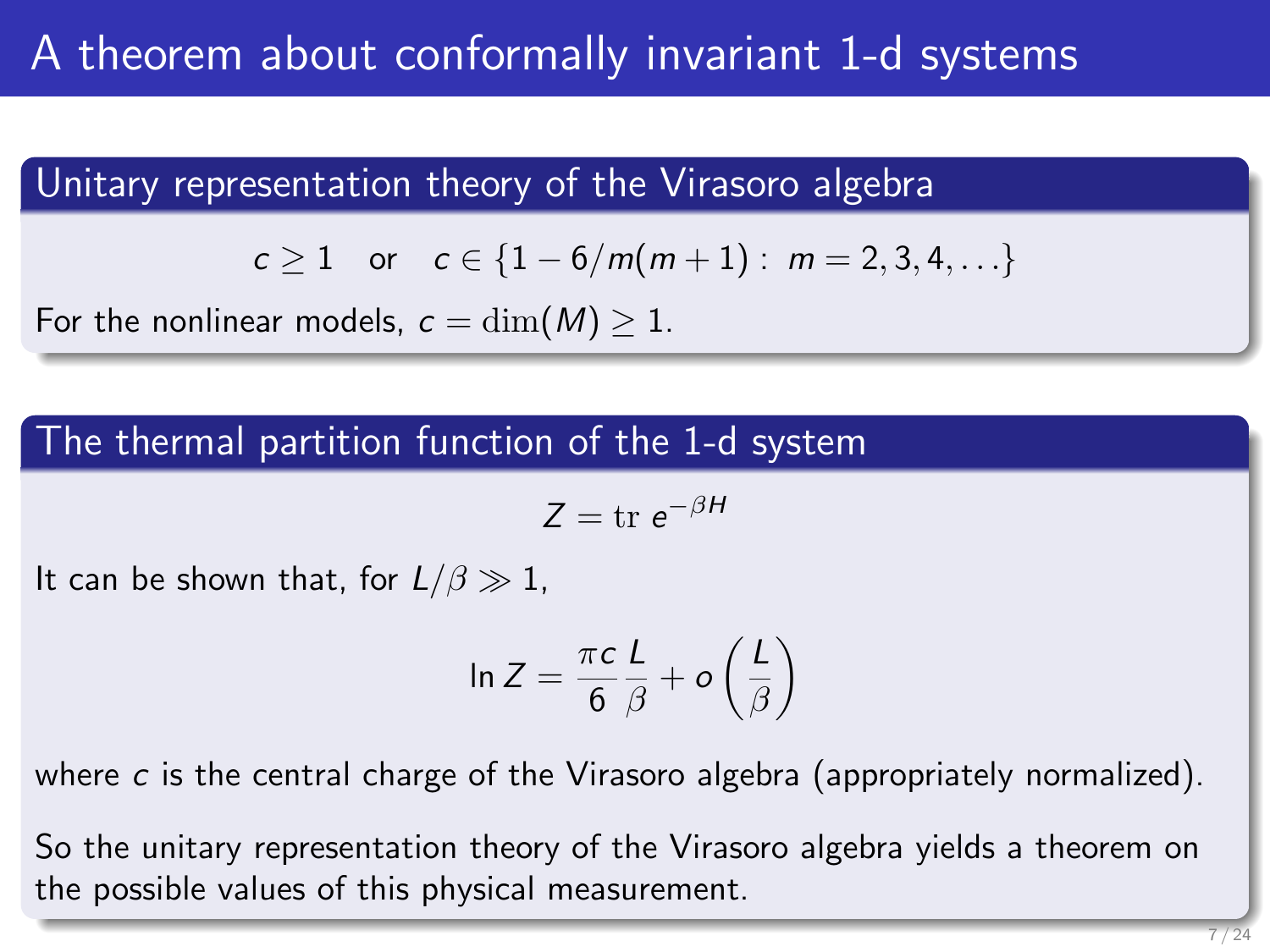# A theorem about conformally invariant 1-d systems

## Unitary representation theory of the Virasoro algebra

$$c \geq 1 \quad \text{or} \quad c \in \{1 - 6/m(m+1) : \ m = 2, 3, 4, \ldots\}$$

For the nonlinear models, $c = \dim(M) \geq 1$.

## The thermal partition function of the 1-d system

$$Z = \mathrm{tr}\ e^{-\beta H}$$

It can be shown that, for $L/\beta \gg 1$,

$$\ln Z = \frac{\pi c}{6} \frac{L}{\beta} + o\left(\frac{L}{\beta}\right)$$

where $c$ is the central charge of the Virasoro algebra (appropriately normalized).

So the unitary representation theory of the Virasoro algebra yields a theorem on the possible values of this physical measurement.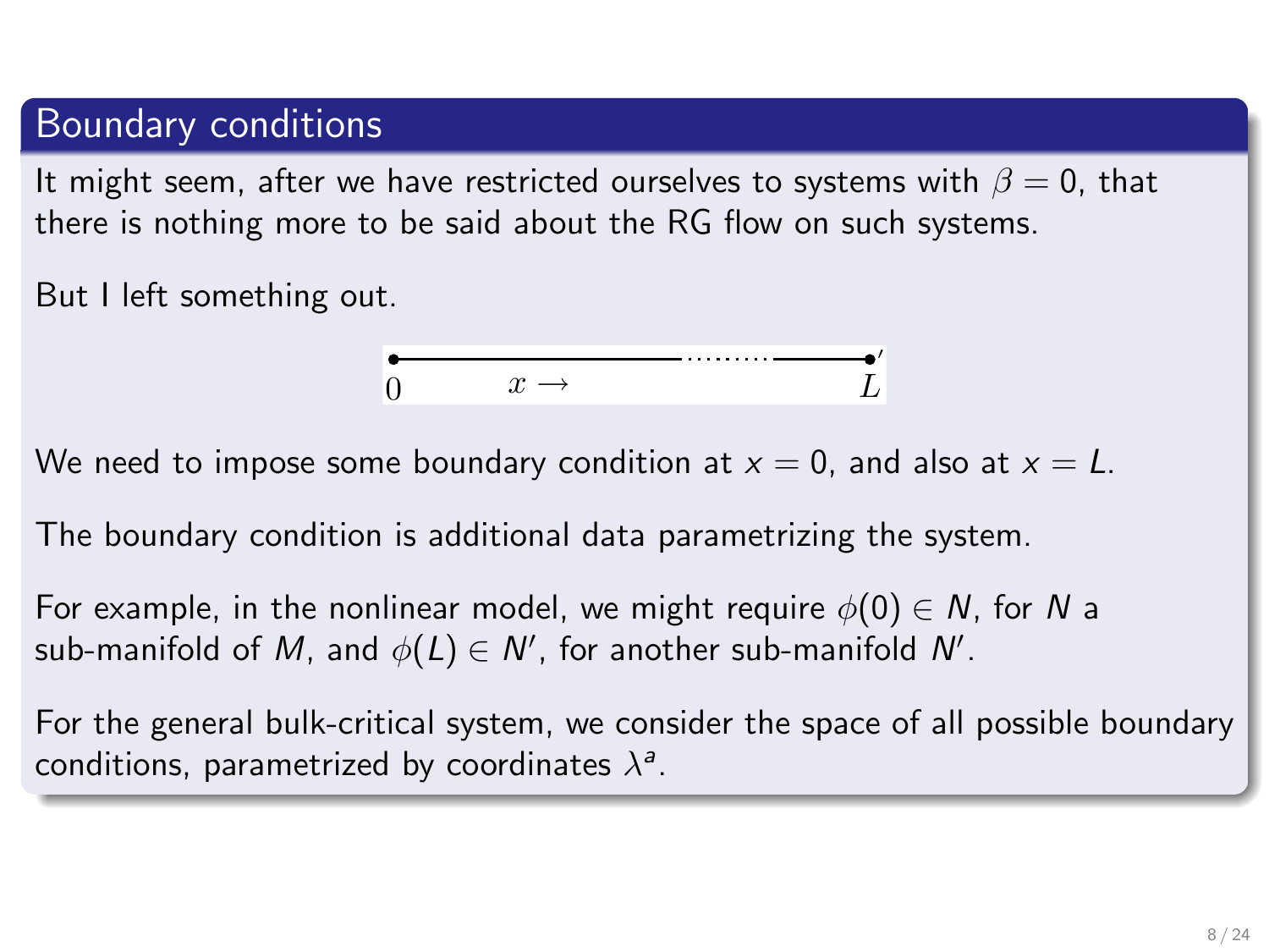## Boundary conditions

It might seem, after we have restricted ourselves to systems with $\beta = 0$, that there is nothing more to be said about the RG flow on such systems.

But I left something out.

$0 \qquad x \rightarrow \qquad \cdots\cdots \qquad L$

We need to impose some boundary condition at $x = 0$, and also at $x = L$.

The boundary condition is additional data parametrizing the system.

For example, in the nonlinear model, we might require $\phi(0) \in N$, for $N$ a sub-manifold of $M$, and $\phi(L) \in N'$, for another sub-manifold $N'$.

For the general bulk-critical system, we consider the space of all possible boundary conditions, parametrized by coordinates $\lambda^a$.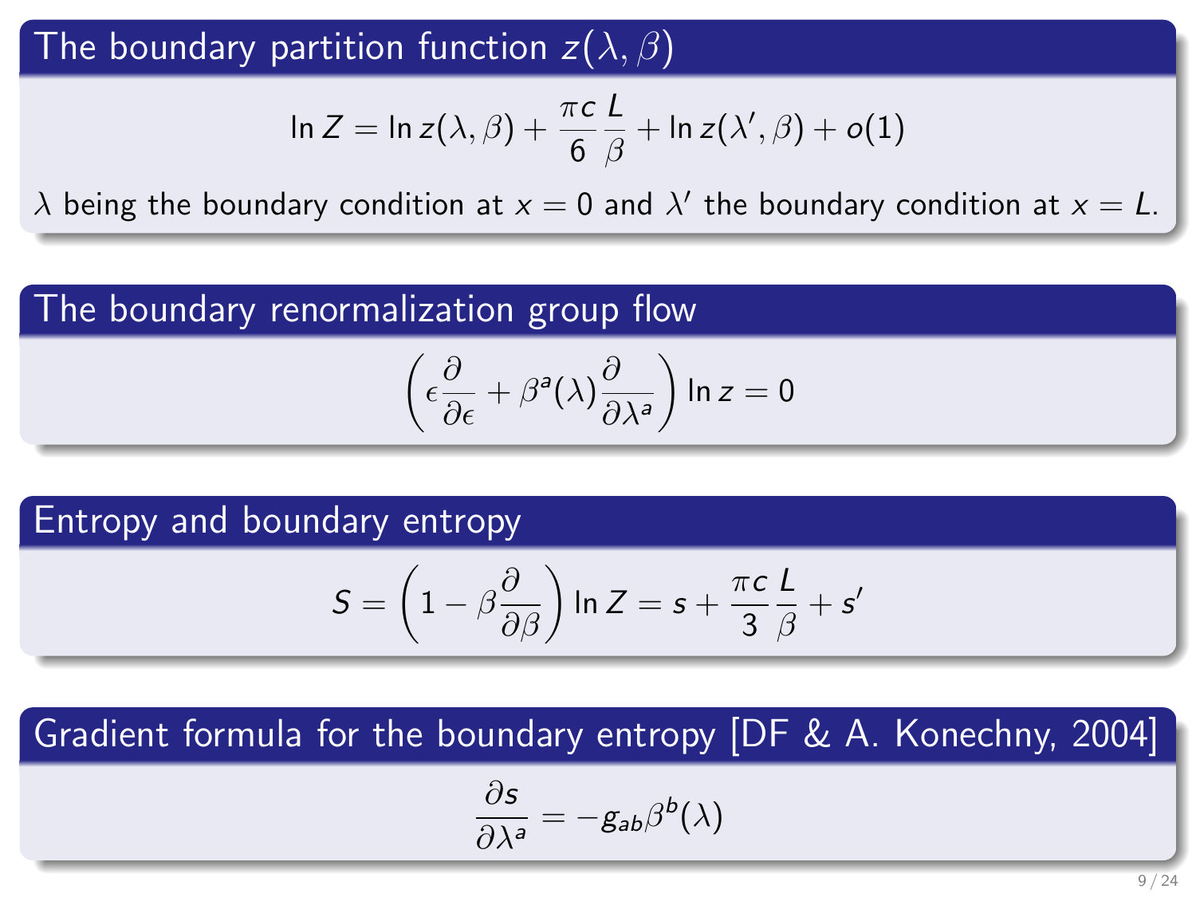## The boundary partition function $z(\lambda, \beta)$

$$\ln Z = \ln z(\lambda, \beta) + \frac{\pi c}{6} \frac{L}{\beta} + \ln z(\lambda', \beta) + o(1)$$

$\lambda$ being the boundary condition at $x = 0$ and $\lambda'$ the boundary condition at $x = L$.

## The boundary renormalization group flow

$$\left( \epsilon \frac{\partial}{\partial \epsilon} + \beta^a(\lambda) \frac{\partial}{\partial \lambda^a} \right) \ln z = 0$$

## Entropy and boundary entropy

$$S = \left( 1 - \beta \frac{\partial}{\partial \beta} \right) \ln Z = s + \frac{\pi c}{3} \frac{L}{\beta} + s'$$

## Gradient formula for the boundary entropy [DF & A. Konechny, 2004]

$$\frac{\partial s}{\partial \lambda^a} = -g_{ab} \beta^b(\lambda)$$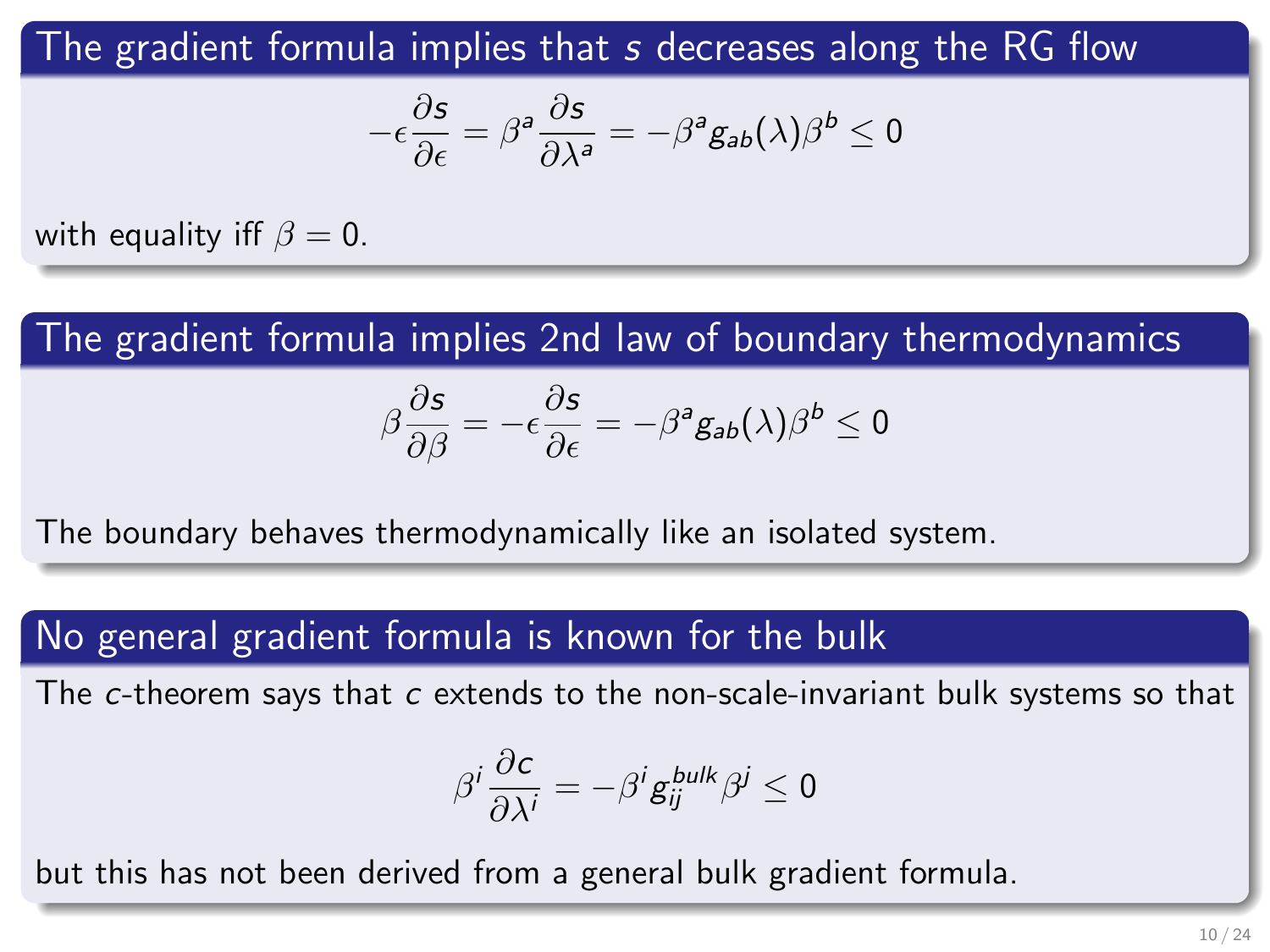## The gradient formula implies that $s$ decreases along the RG flow

$$-\epsilon \frac{\partial s}{\partial \epsilon} = \beta^a \frac{\partial s}{\partial \lambda^a} = -\beta^a g_{ab}(\lambda) \beta^b \leq 0$$

with equality iff $\beta = 0$.

## The gradient formula implies 2nd law of boundary thermodynamics

$$\beta \frac{\partial s}{\partial \beta} = -\epsilon \frac{\partial s}{\partial \epsilon} = -\beta^a g_{ab}(\lambda) \beta^b \leq 0$$

The boundary behaves thermodynamically like an isolated system.

## No general gradient formula is known for the bulk

The $c$-theorem says that $c$ extends to the non-scale-invariant bulk systems so that

$$\beta^i \frac{\partial c}{\partial \lambda^i} = -\beta^i g^{bulk}_{ij} \beta^j \leq 0$$

but this has not been derived from a general bulk gradient formula.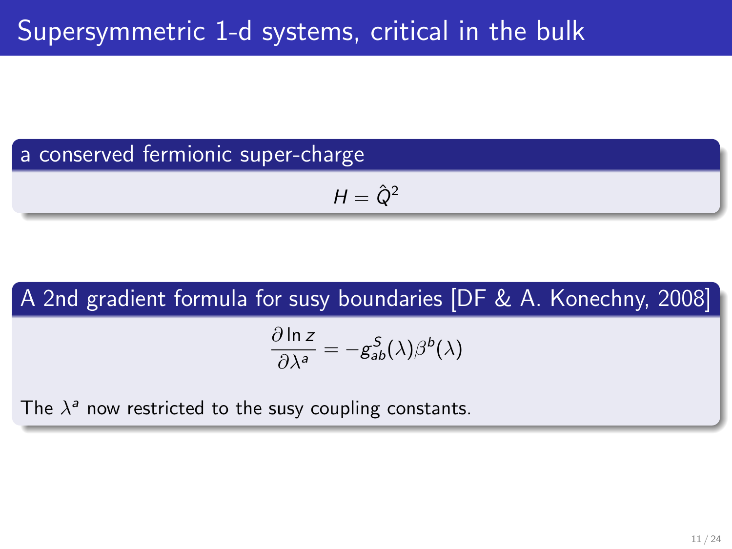# Supersymmetric 1-d systems, critical in the bulk

## a conserved fermionic super-charge

$$H = \hat{Q}^2$$

## A 2nd gradient formula for susy boundaries [DF & A. Konechny, 2008]

$$\frac{\partial \ln z}{\partial \lambda^a} = -g^S_{ab}(\lambda)\beta^b(\lambda)$$

The $\lambda^a$ now restricted to the susy coupling constants.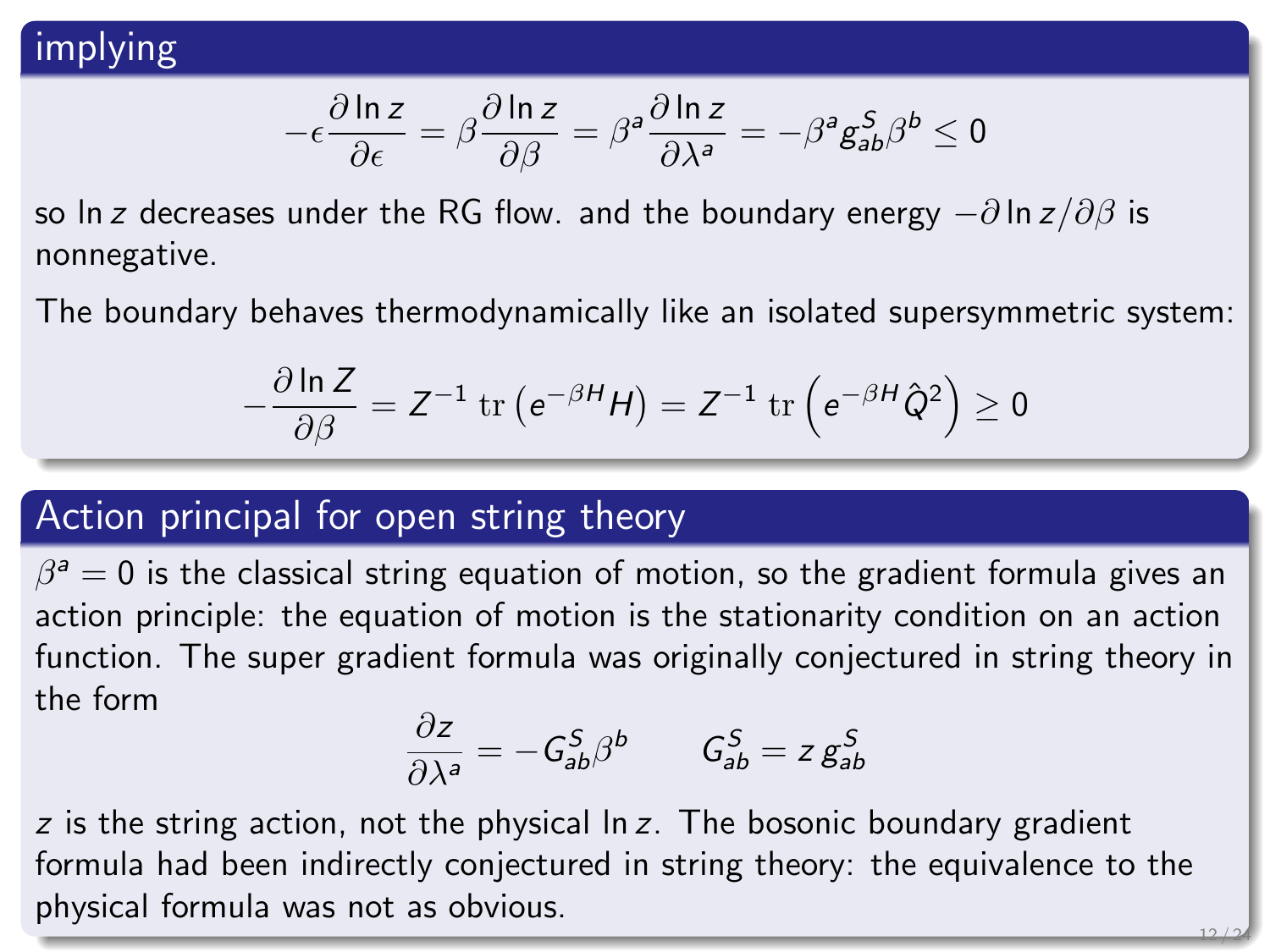## implying

$$-\epsilon \frac{\partial \ln z}{\partial \epsilon} = \beta \frac{\partial \ln z}{\partial \beta} = \beta^a \frac{\partial \ln z}{\partial \lambda^a} = -\beta^a g^S_{ab} \beta^b \leq 0$$

so $\ln z$ decreases under the RG flow. and the boundary energy $-\partial \ln z / \partial \beta$ is nonnegative.

The boundary behaves thermodynamically like an isolated supersymmetric system:

$$-\frac{\partial \ln Z}{\partial \beta} = Z^{-1} \operatorname{tr}\left(e^{-\beta H} H\right) = Z^{-1} \operatorname{tr}\left(e^{-\beta H} \hat{Q}^2\right) \geq 0$$

## Action principal for open string theory

$\beta^a = 0$ is the classical string equation of motion, so the gradient formula gives an action principle: the equation of motion is the stationarity condition on an action function. The super gradient formula was originally conjectured in string theory in the form

$$\frac{\partial z}{\partial \lambda^a} = -G^S_{ab} \beta^b \qquad G^S_{ab} = z\, g^S_{ab}$$

$z$ is the string action, not the physical $\ln z$. The bosonic boundary gradient formula had been indirectly conjectured in string theory: the equivalence to the physical formula was not as obvious.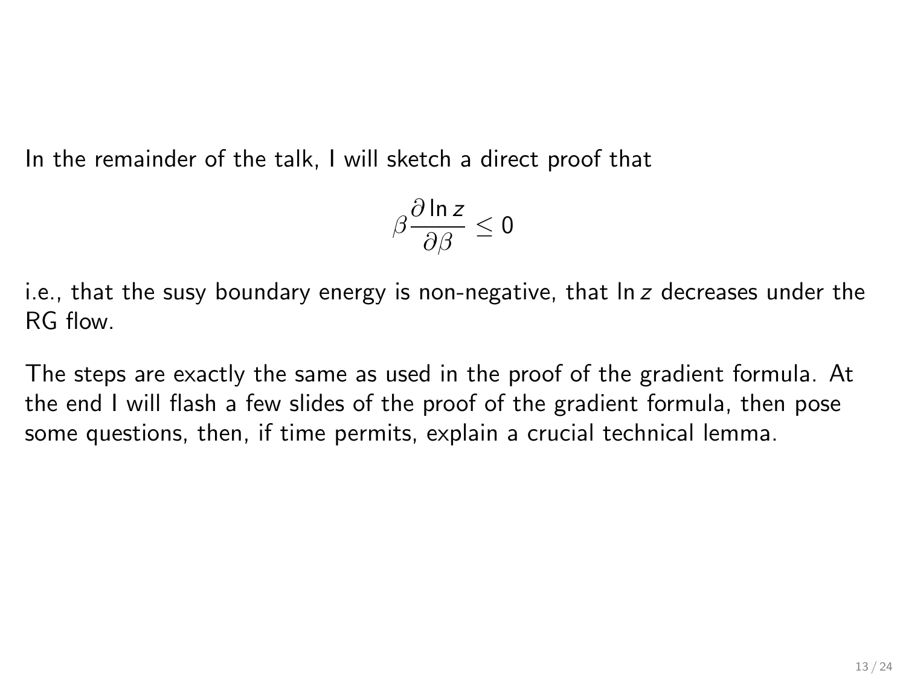In the remainder of the talk, I will sketch a direct proof that

$$\beta \frac{\partial \ln z}{\partial \beta} \leq 0$$

i.e., that the susy boundary energy is non-negative, that $\ln z$ decreases under the RG flow.

The steps are exactly the same as used in the proof of the gradient formula. At the end I will flash a few slides of the proof of the gradient formula, then pose some questions, then, if time permits, explain a crucial technical lemma.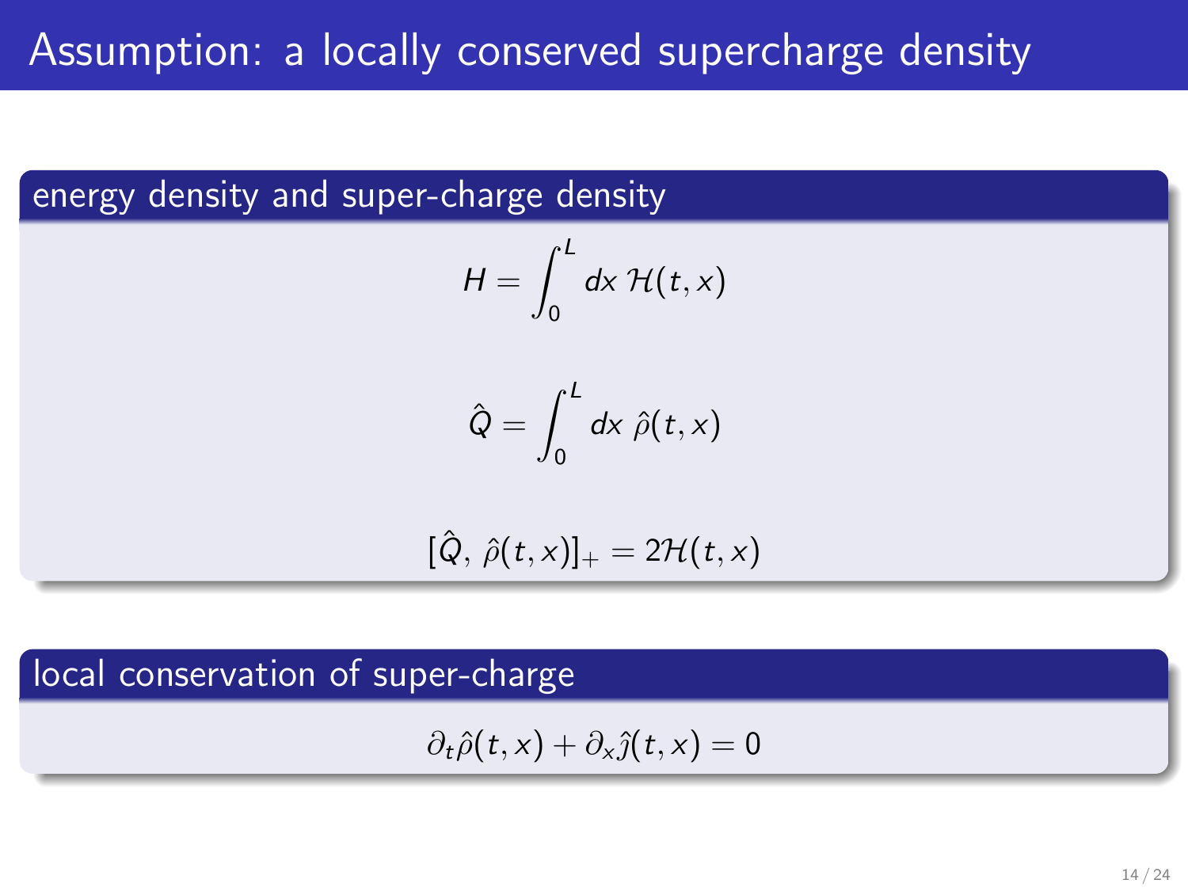# Assumption: a locally conserved supercharge density

## energy density and super-charge density

$$H = \int_0^L dx \, \mathcal{H}(t,x)$$

$$\hat{Q} = \int_0^L dx \, \hat{\rho}(t,x)$$

$$[\hat{Q}, \, \hat{\rho}(t,x)]_+ = 2\mathcal{H}(t,x)$$

## local conservation of super-charge

$$\partial_t \hat{\rho}(t,x) + \partial_x \hat{\jmath}(t,x) = 0$$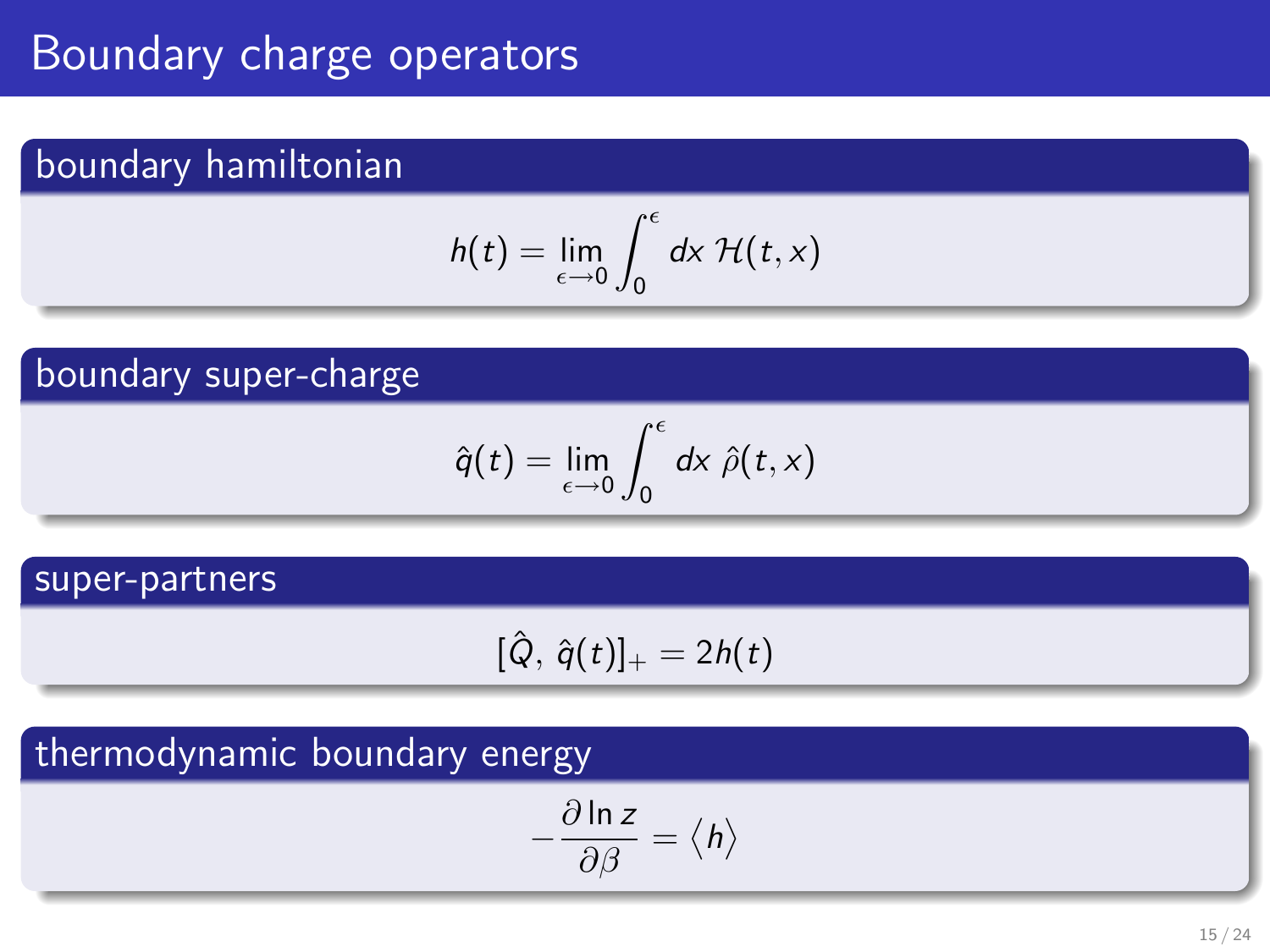# Boundary charge operators

## boundary hamiltonian

$$h(t) = \lim_{\epsilon \longrightarrow 0} \int_0^\epsilon dx \, \mathcal{H}(t, x)$$

## boundary super-charge

$$\hat{q}(t) = \lim_{\epsilon \longrightarrow 0} \int_0^\epsilon dx \, \hat{\rho}(t, x)$$

## super-partners

$$[\hat{Q}, \, \hat{q}(t)]_+ = 2h(t)$$

## thermodynamic boundary energy

$$-\frac{\partial \ln z}{\partial \beta} = \langle h \rangle$$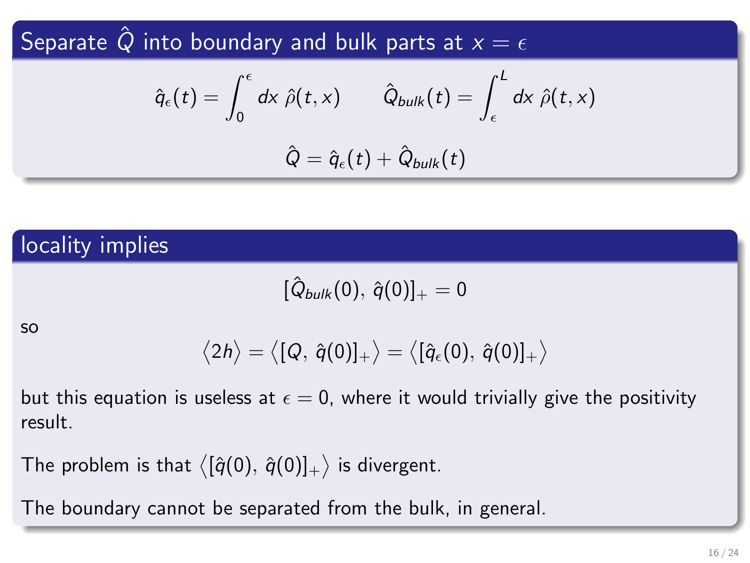## Separate $\hat{Q}$ into boundary and bulk parts at $x = \epsilon$

$$\hat{q}_\epsilon(t) = \int_0^\epsilon dx\ \hat{\rho}(t,x) \qquad \hat{Q}_{bulk}(t) = \int_\epsilon^L dx\ \hat{\rho}(t,x)$$

$$\hat{Q} = \hat{q}_\epsilon(t) + \hat{Q}_{bulk}(t)$$

## locality implies

$$[\hat{Q}_{bulk}(0),\, \hat{q}(0)]_+ = 0$$

so

$$\left\langle 2h \right\rangle = \left\langle [Q,\, \hat{q}(0)]_+ \right\rangle = \left\langle [\hat{q}_\epsilon(0),\, \hat{q}(0)]_+ \right\rangle$$

but this equation is useless at $\epsilon = 0$, where it would trivially give the positivity result.

The problem is that $\left\langle [\hat{q}(0),\, \hat{q}(0)]_+ \right\rangle$ is divergent.

The boundary cannot be separated from the bulk, in general.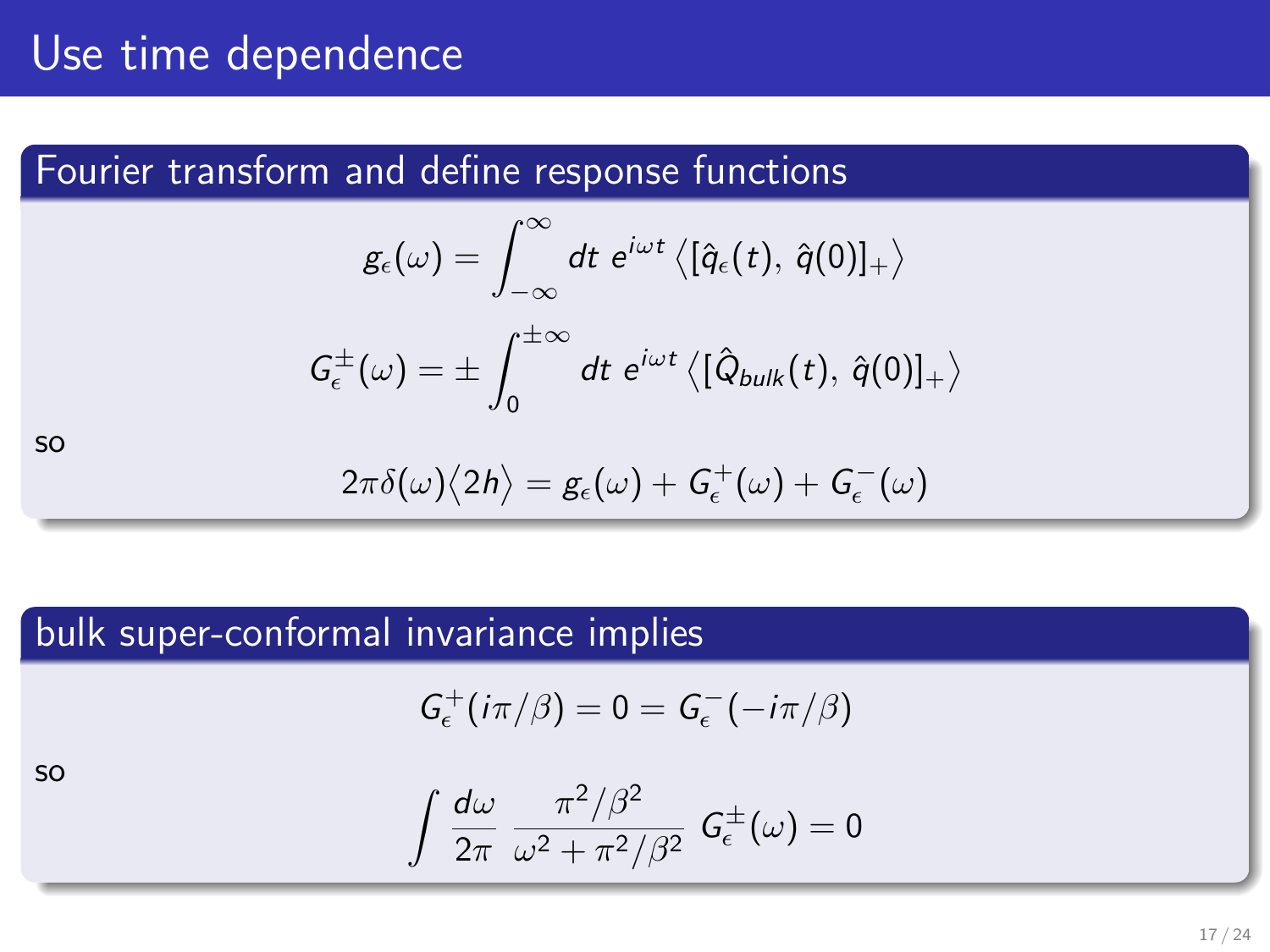# Use time dependence

## Fourier transform and define response functions

$$g_\epsilon(\omega) = \int_{-\infty}^{\infty} dt\; e^{i\omega t} \left\langle [\hat{q}_\epsilon(t),\, \hat{q}(0)]_+ \right\rangle$$

$$G_\epsilon^\pm(\omega) = \pm \int_0^{\pm\infty} dt\; e^{i\omega t} \left\langle [\hat{Q}_{bulk}(t),\, \hat{q}(0)]_+ \right\rangle$$

so

$$2\pi\delta(\omega)\left\langle 2h \right\rangle = g_\epsilon(\omega) + G_\epsilon^+(\omega) + G_\epsilon^-(\omega)$$

## bulk super-conformal invariance implies

$$G_\epsilon^+(i\pi/\beta) = 0 = G_\epsilon^-(-i\pi/\beta)$$

so

$$\int \frac{d\omega}{2\pi}\; \frac{\pi^2/\beta^2}{\omega^2 + \pi^2/\beta^2}\; G_\epsilon^\pm(\omega) = 0$$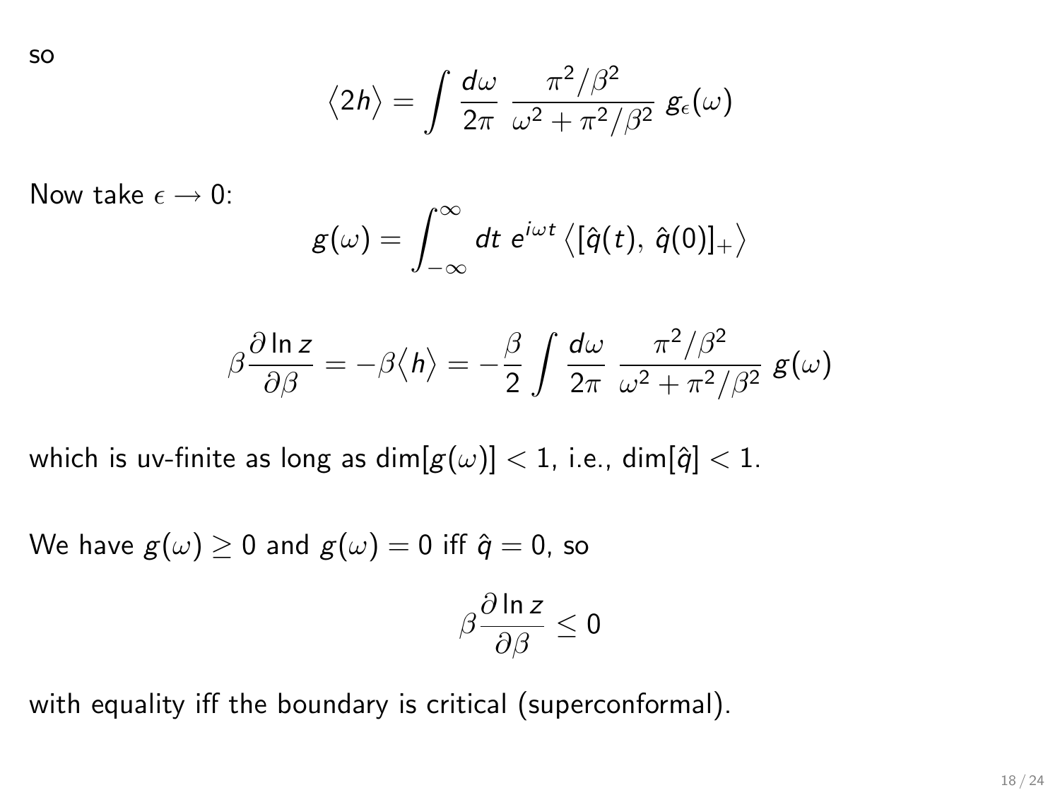so

$$\langle 2h \rangle = \int \frac{d\omega}{2\pi} \; \frac{\pi^2/\beta^2}{\omega^2 + \pi^2/\beta^2} \; g_\epsilon(\omega)$$

Now take $\epsilon \to 0$:

$$g(\omega) = \int_{-\infty}^{\infty} dt \; e^{i\omega t} \left\langle [\hat{q}(t),\, \hat{q}(0)]_+ \right\rangle$$

$$\beta \frac{\partial \ln z}{\partial \beta} = -\beta \langle h \rangle = -\frac{\beta}{2} \int \frac{d\omega}{2\pi} \; \frac{\pi^2/\beta^2}{\omega^2 + \pi^2/\beta^2} \; g(\omega)$$

which is uv-finite as long as $\dim[g(\omega)] < 1$, i.e., $\dim[\hat{q}] < 1$.

We have $g(\omega) \geq 0$ and $g(\omega) = 0$ iff $\hat{q} = 0$, so

$$\beta \frac{\partial \ln z}{\partial \beta} \leq 0$$

with equality iff the boundary is critical (superconformal).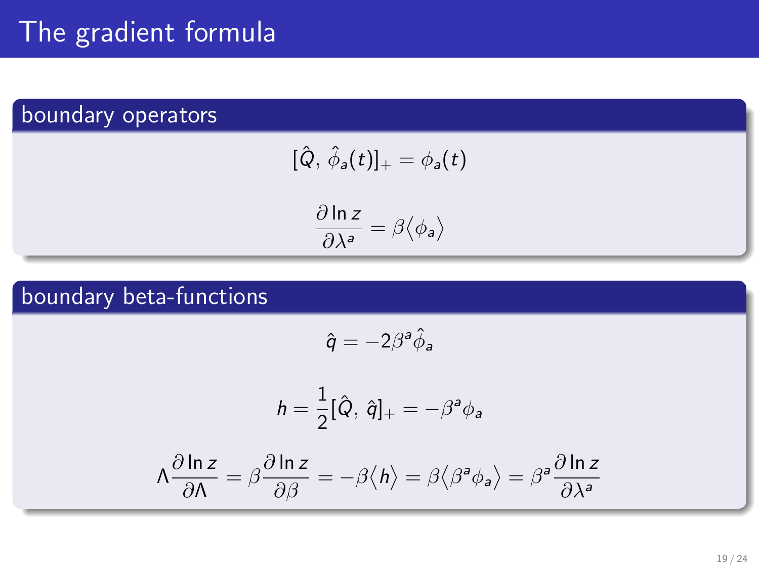# The gradient formula

## boundary operators

$$[\hat{Q},\, \hat{\phi}_a(t)]_+ = \phi_a(t)$$

$$\frac{\partial \ln z}{\partial \lambda^a} = \beta \langle \phi_a \rangle$$

## boundary beta-functions

$$\hat{q} = -2\beta^a \hat{\phi}_a$$

$$h = \frac{1}{2}[\hat{Q},\, \hat{q}]_+ = -\beta^a \phi_a$$

$$\Lambda \frac{\partial \ln z}{\partial \Lambda} = \beta \frac{\partial \ln z}{\partial \beta} = -\beta \langle h \rangle = \beta \langle \beta^a \phi_a \rangle = \beta^a \frac{\partial \ln z}{\partial \lambda^a}$$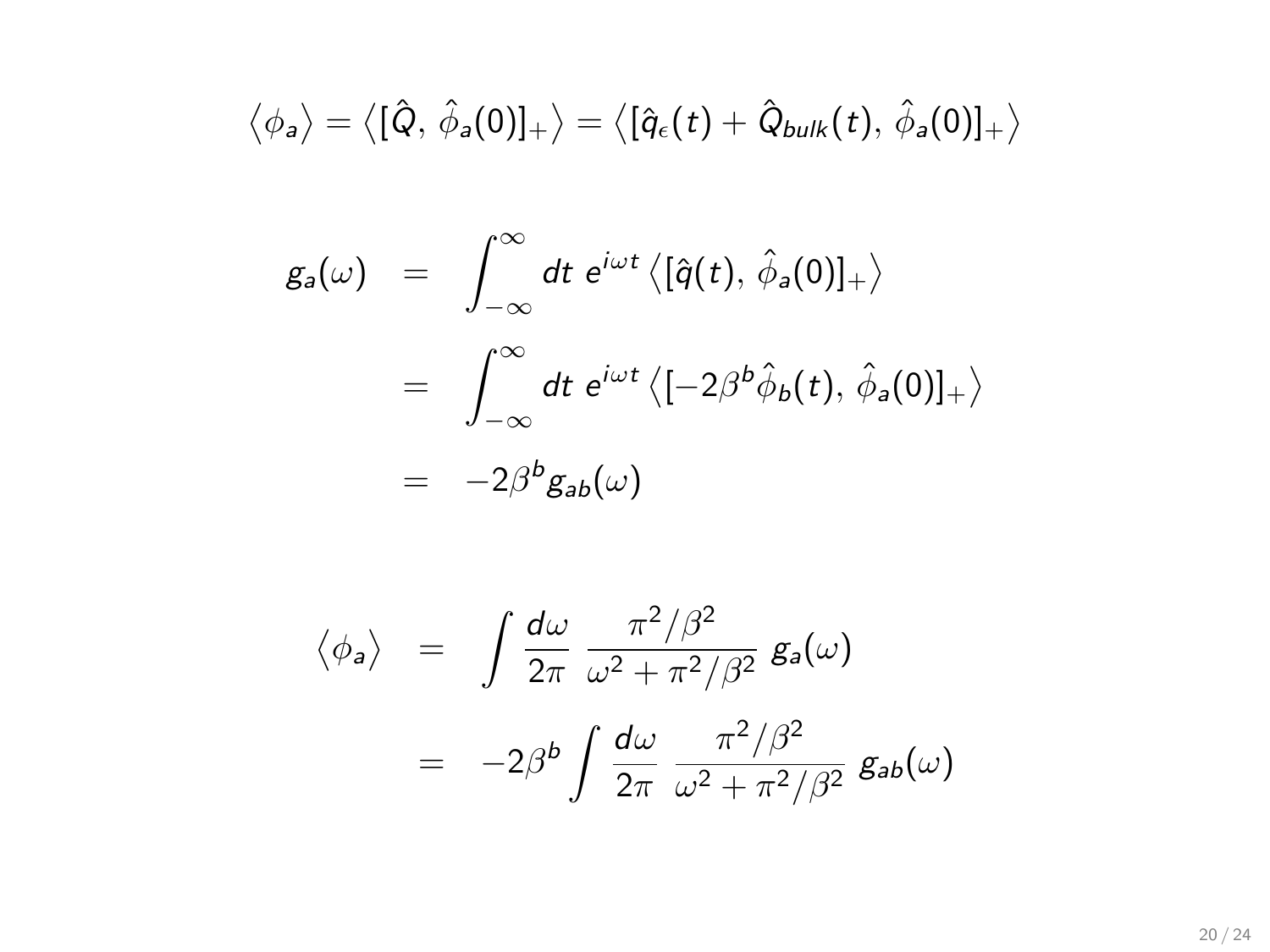$$\langle \phi_a \rangle = \langle [\hat{Q},\, \hat{\phi}_a(0)]_+ \rangle = \langle [\hat{q}_\epsilon(t) + \hat{Q}_{bulk}(t),\, \hat{\phi}_a(0)]_+ \rangle$$

$$\begin{aligned}
g_a(\omega) &= \int_{-\infty}^{\infty} dt\; e^{i\omega t} \langle [\hat{q}(t),\, \hat{\phi}_a(0)]_+ \rangle \\
&= \int_{-\infty}^{\infty} dt\; e^{i\omega t} \langle [-2\beta^b \hat{\phi}_b(t),\, \hat{\phi}_a(0)]_+ \rangle \\
&= -2\beta^b g_{ab}(\omega)
\end{aligned}$$

$$\begin{aligned}
\langle \phi_a \rangle &= \int \frac{d\omega}{2\pi}\; \frac{\pi^2/\beta^2}{\omega^2 + \pi^2/\beta^2}\; g_a(\omega) \\
&= -2\beta^b \int \frac{d\omega}{2\pi}\; \frac{\pi^2/\beta^2}{\omega^2 + \pi^2/\beta^2}\; g_{ab}(\omega)
\end{aligned}$$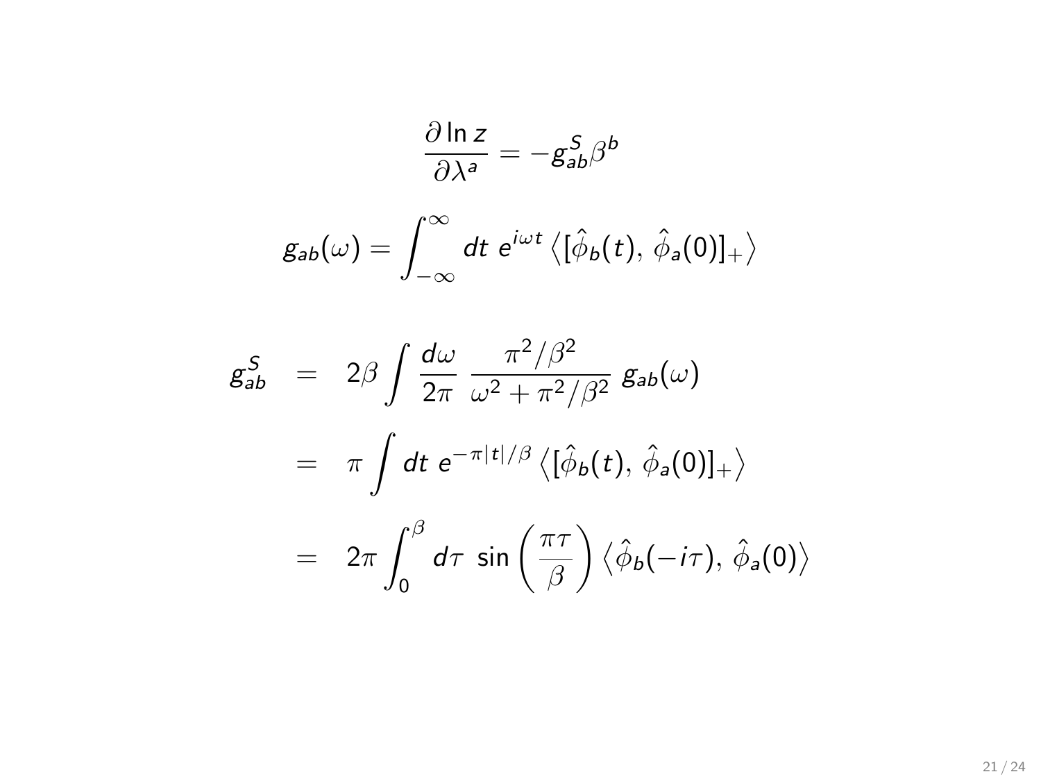$$\frac{\partial \ln z}{\partial \lambda^a} = -g^S_{ab}\beta^b$$

$$g_{ab}(\omega) = \int_{-\infty}^{\infty} dt\; e^{i\omega t} \left\langle [\hat{\phi}_b(t),\, \hat{\phi}_a(0)]_+ \right\rangle$$

$$
\begin{aligned}
g^S_{ab} &= 2\beta \int \frac{d\omega}{2\pi}\; \frac{\pi^2/\beta^2}{\omega^2 + \pi^2/\beta^2}\; g_{ab}(\omega) \\
&= \pi \int dt\; e^{-\pi|t|/\beta} \left\langle [\hat{\phi}_b(t),\, \hat{\phi}_a(0)]_+ \right\rangle \\
&= 2\pi \int_0^{\beta} d\tau\; \sin\left(\frac{\pi\tau}{\beta}\right) \left\langle \hat{\phi}_b(-i\tau),\, \hat{\phi}_a(0) \right\rangle
\end{aligned}
$$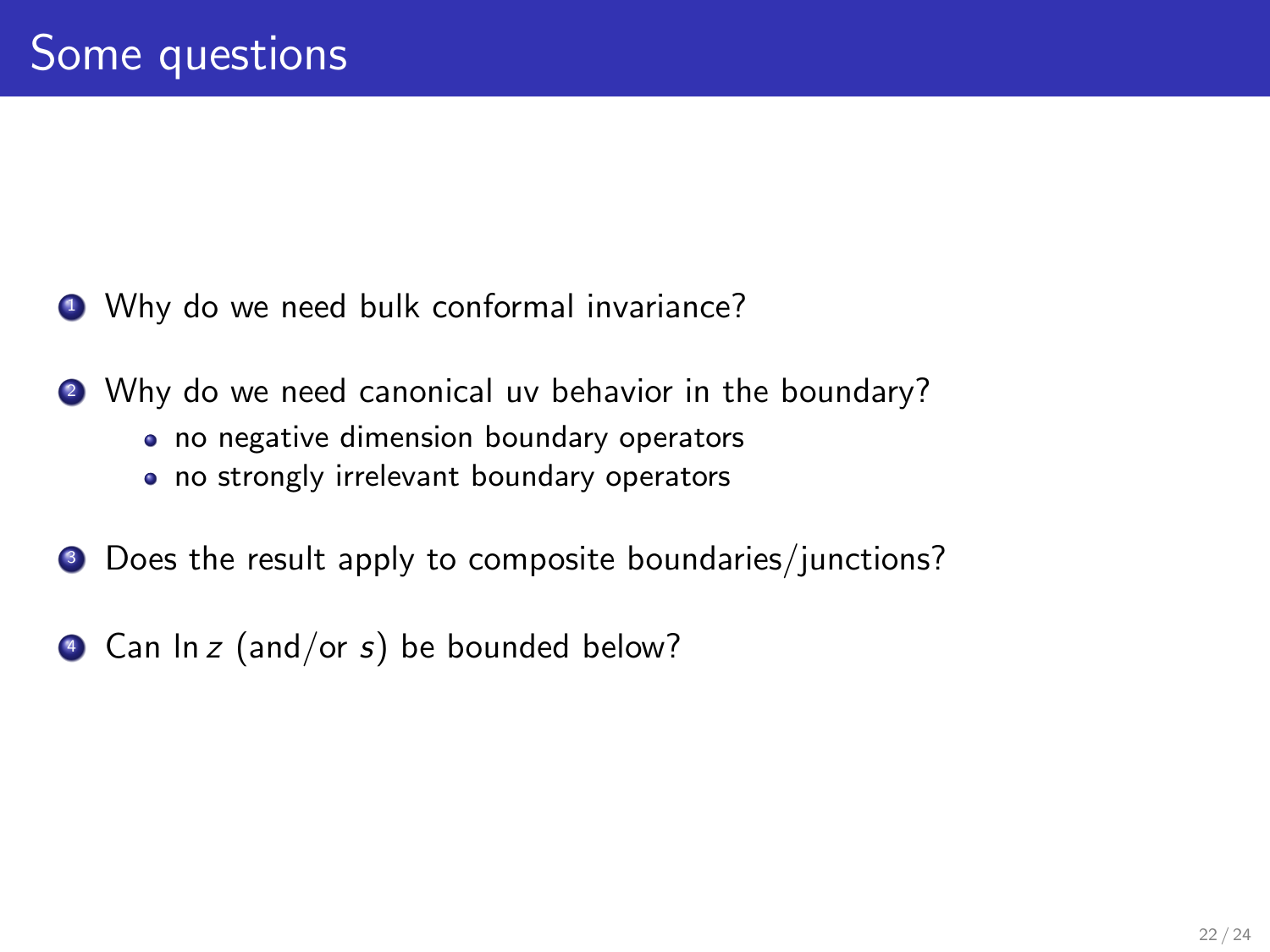# Some questions

1. Why do we need bulk conformal invariance?
2. Why do we need canonical uv behavior in the boundary?
   - no negative dimension boundary operators
   - no strongly irrelevant boundary operators
3. Does the result apply to composite boundaries/junctions?
4. Can $\ln z$ (and/or $s$) be bounded below?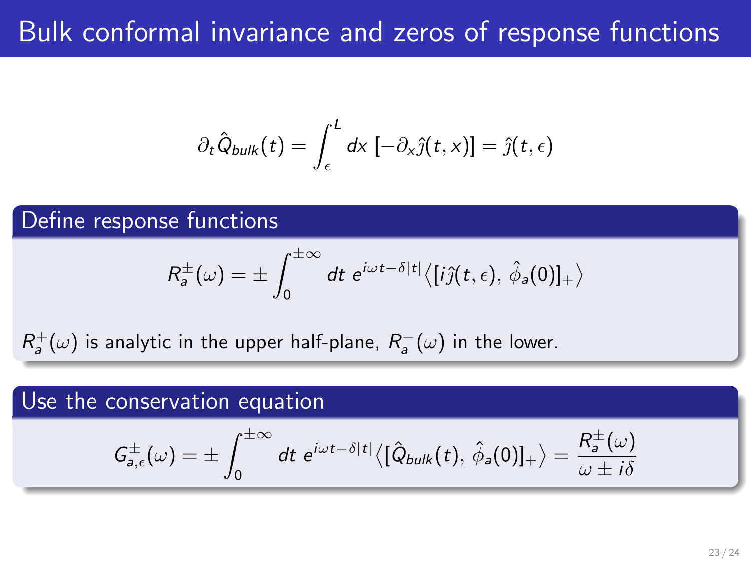# Bulk conformal invariance and zeros of response functions

$$\partial_t \hat{Q}_{bulk}(t) = \int_{\epsilon}^{L} dx \, [-\partial_x \hat{\jmath}(t,x)] = \hat{\jmath}(t,\epsilon)$$

## Define response functions

$$R_a^{\pm}(\omega) = \pm \int_0^{\pm\infty} dt \; e^{i\omega t - \delta|t|} \big\langle [i\hat{\jmath}(t,\epsilon), \, \hat{\phi}_a(0)]_+ \big\rangle$$

$R_a^+(\omega)$ is analytic in the upper half-plane, $R_a^-(\omega)$ in the lower.

## Use the conservation equation

$$G_{a,\epsilon}^{\pm}(\omega) = \pm \int_0^{\pm\infty} dt \; e^{i\omega t - \delta|t|} \big\langle [\hat{Q}_{bulk}(t), \, \hat{\phi}_a(0)]_+ \big\rangle = \frac{R_a^{\pm}(\omega)}{\omega \pm i\delta}$$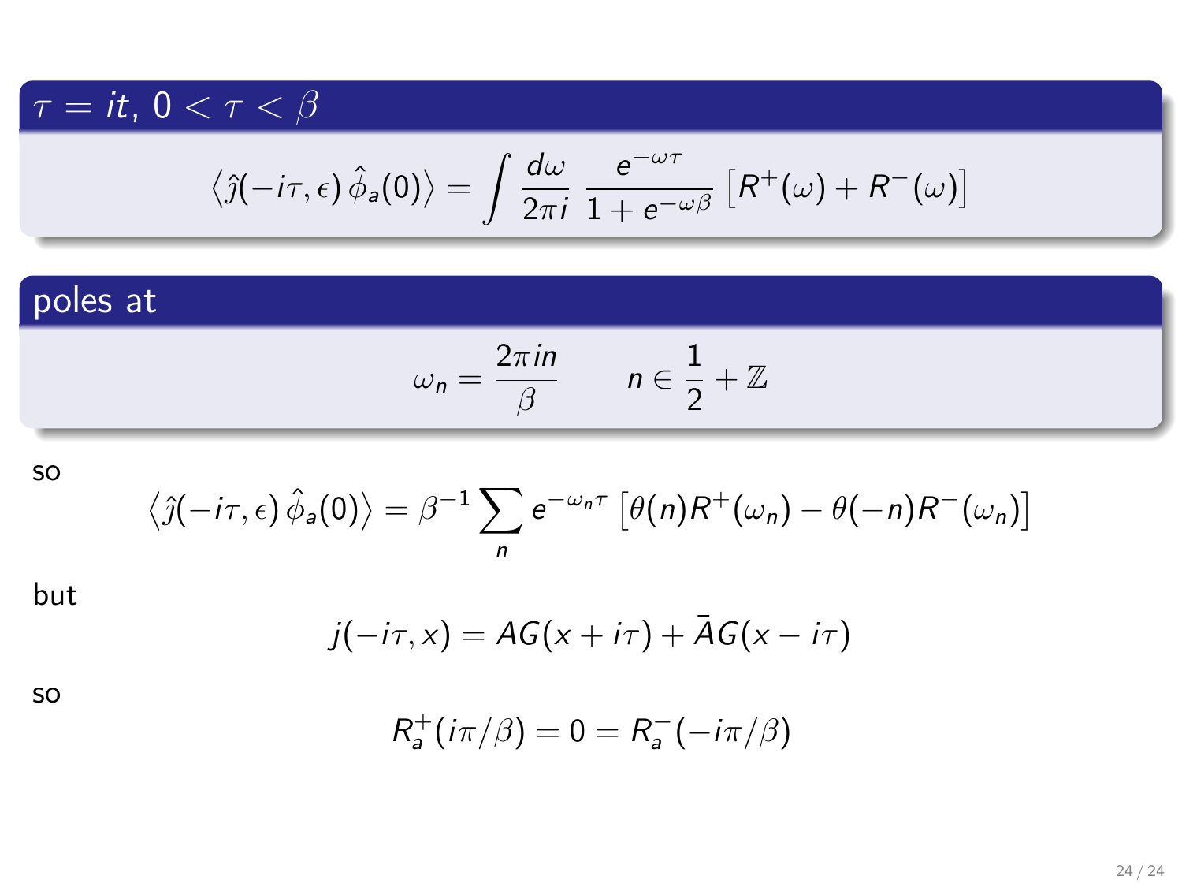## $\tau = it$, $0 < \tau < \beta$

$$\left\langle \hat{\jmath}(-i\tau, \epsilon)\, \hat{\phi}_a(0) \right\rangle = \int \frac{d\omega}{2\pi i}\, \frac{e^{-\omega\tau}}{1 + e^{-\omega\beta}} \left[ R^+(\omega) + R^-(\omega) \right]$$

## poles at

$$\omega_n = \frac{2\pi i n}{\beta} \qquad n \in \frac{1}{2} + \mathbb{Z}$$

so

$$\left\langle \hat{\jmath}(-i\tau, \epsilon)\, \hat{\phi}_a(0) \right\rangle = \beta^{-1} \sum_n e^{-\omega_n \tau} \left[ \theta(n) R^+(\omega_n) - \theta(-n) R^-(\omega_n) \right]$$

but

$$j(-i\tau, x) = AG(x + i\tau) + \bar{A}G(x - i\tau)$$

so

$$R_a^+(i\pi/\beta) = 0 = R_a^-(-i\pi/\beta)$$